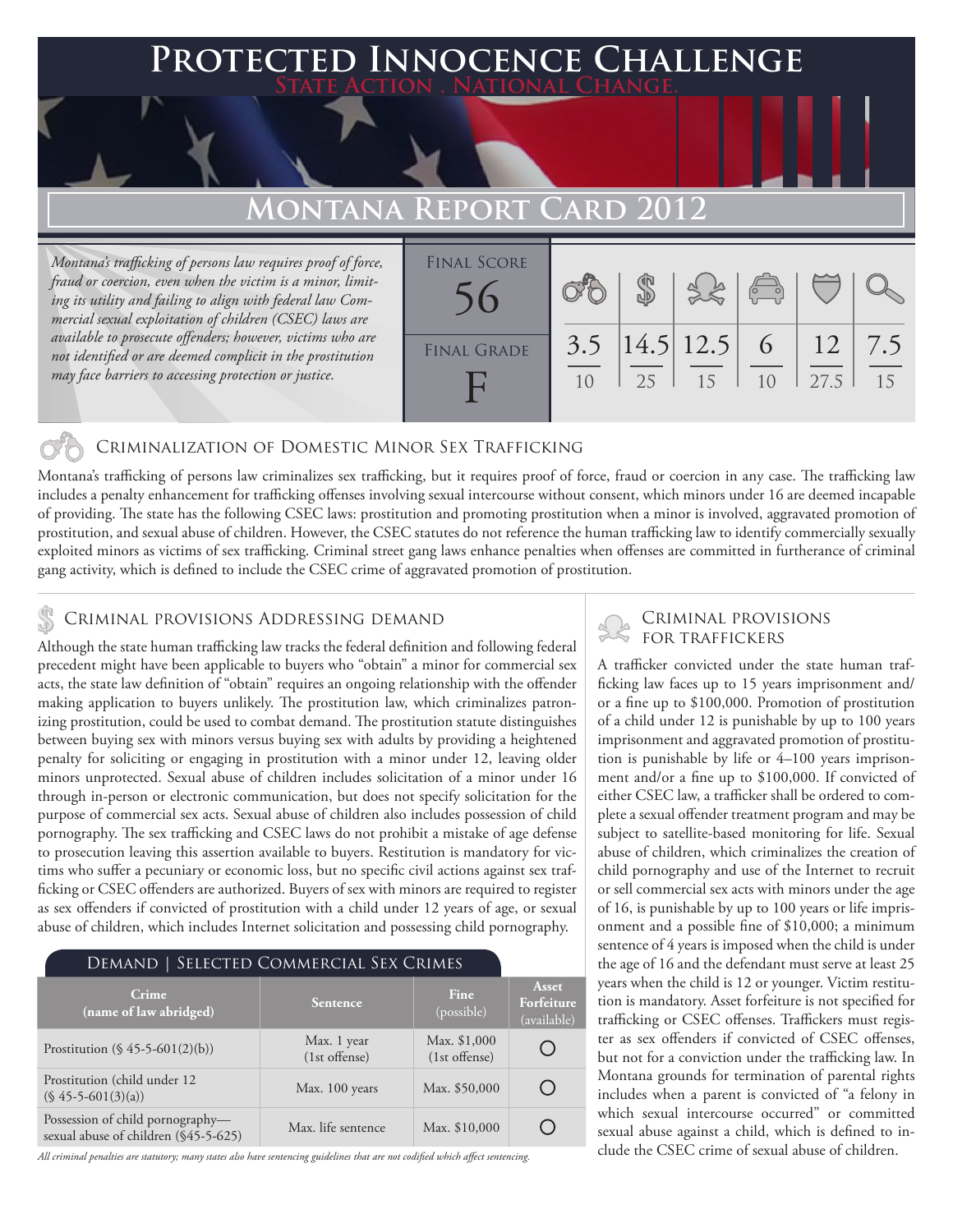# Protected Innocence Challenge

State Action . National Change.

## Montana Report Card 2012

*Montana's trafficking of persons law requires proof of force, fraud or coercion, even when the victim is a minor, limiting its utility and failing to align with federal law Commercial sexual exploitation of children (CSEC) laws are available to prosecute offenders; however, victims who are not identified or are deemed complicit in the prostitution may face barriers to accessing protection or justice.*

| Final Score | Final Grade |
|---|---|
| 56 | F |

| Criminalization of Domestic Minor Sex Trafficking | Criminal Provisions Addressing Demand | Criminal Provisions for Traffickers | (Facilitators) | (Protective Provisions for the Child Victims) | (Criminal Justice Tools) |
|---|---|---|---|---|---|
| 3.5 / 10 | 14.5 / 25 | 12.5 / 15 | 6 / 10 | 12 / 27.5 | 7.5 / 15 |

## Criminalization of Domestic Minor Sex Trafficking

Montana's trafficking of persons law criminalizes sex trafficking, but it requires proof of force, fraud or coercion in any case. The trafficking law includes a penalty enhancement for trafficking offenses involving sexual intercourse without consent, which minors under 16 are deemed incapable of providing. The state has the following CSEC laws: prostitution and promoting prostitution when a minor is involved, aggravated promotion of prostitution, and sexual abuse of children. However, the CSEC statutes do not reference the human trafficking law to identify commercially sexually exploited minors as victims of sex trafficking. Criminal street gang laws enhance penalties when offenses are committed in furtherance of criminal gang activity, which is defined to include the CSEC crime of aggravated promotion of prostitution.

## Criminal Provisions Addressing Demand

Although the state human trafficking law tracks the federal definition and following federal precedent might have been applicable to buyers who "obtain" a minor for commercial sex acts, the state law definition of "obtain" requires an ongoing relationship with the offender making application to buyers unlikely. The prostitution law, which criminalizes patronizing prostitution, could be used to combat demand. The prostitution statute distinguishes between buying sex with minors versus buying sex with adults by providing a heightened penalty for soliciting or engaging in prostitution with a minor under 12, leaving older minors unprotected. Sexual abuse of children includes solicitation of a minor under 16 through in-person or electronic communication, but does not specify solicitation for the purpose of commercial sex acts. Sexual abuse of children also includes possession of child pornography. The sex trafficking and CSEC laws do not prohibit a mistake of age defense to prosecution leaving this assertion available to buyers. Restitution is mandatory for victims who suffer a pecuniary or economic loss, but no specific civil actions against sex trafficking or CSEC offenders are authorized. Buyers of sex with minors are required to register as sex offenders if convicted of prostitution with a child under 12 years of age, or sexual abuse of children, which includes Internet solicitation and possessing child pornography.

### Demand | Selected Commercial Sex Crimes

| Crime (name of law abridged) | Sentence | Fine (possible) | Asset Forfeiture (available) |
|---|---|---|---|
| Prostitution (§ 45-5-601(2)(b)) | Max. 1 year (1st offense) | Max. $1,000 (1st offense) | ○ |
| Prostitution (child under 12 (§ 45-5-601(3)(a)) | Max. 100 years | Max. $50,000 | ○ |
| Possession of child pornography—sexual abuse of children (§45-5-625) | Max. life sentence | Max. $10,000 | ○ |

*All criminal penalties are statutory; many states also have sentencing guidelines that are not codified which affect sentencing.*

## Criminal Provisions for Traffickers

A trafficker convicted under the state human trafficking law faces up to 15 years imprisonment and/or a fine up to $100,000. Promotion of prostitution of a child under 12 is punishable by up to 100 years imprisonment and aggravated promotion of prostitution is punishable by life or 4–100 years imprisonment and/or a fine up to $100,000. If convicted of either CSEC law, a trafficker shall be ordered to complete a sexual offender treatment program and may be subject to satellite-based monitoring for life. Sexual abuse of children, which criminalizes the creation of child pornography and use of the Internet to recruit or sell commercial sex acts with minors under the age of 16, is punishable by up to 100 years or life imprisonment and a possible fine of $10,000; a minimum sentence of 4 years is imposed when the child is under the age of 16 and the defendant must serve at least 25 years when the child is 12 or younger. Victim restitution is mandatory. Asset forfeiture is not specified for trafficking or CSEC offenses. Traffickers must register as sex offenders if convicted of CSEC offenses, but not for a conviction under the trafficking law. In Montana grounds for termination of parental rights includes when a parent is convicted of "a felony in which sexual intercourse occurred" or committed sexual abuse against a child, which is defined to include the CSEC crime of sexual abuse of children.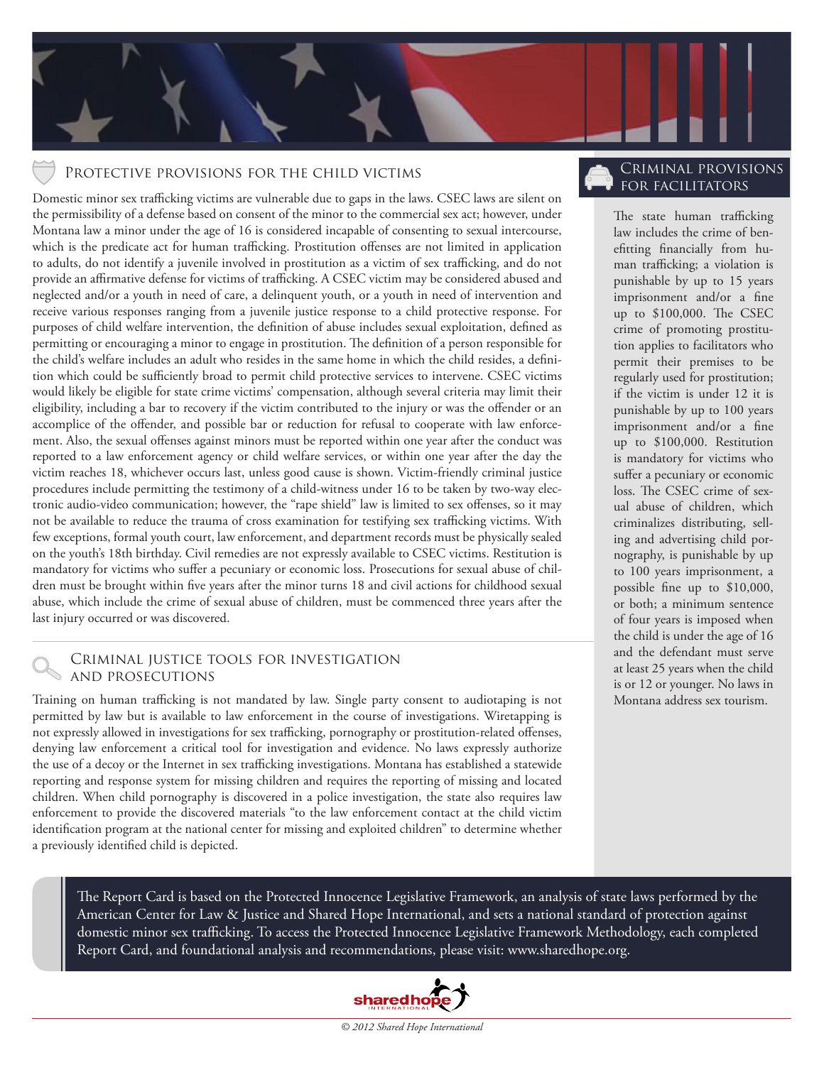## Protective provisions for the child victims

Domestic minor sex trafficking victims are vulnerable due to gaps in the laws. CSEC laws are silent on the permissibility of a defense based on consent of the minor to the commercial sex act; however, under Montana law a minor under the age of 16 is considered incapable of consenting to sexual intercourse, which is the predicate act for human trafficking. Prostitution offenses are not limited in application to adults, do not identify a juvenile involved in prostitution as a victim of sex trafficking, and do not provide an affirmative defense for victims of trafficking. A CSEC victim may be considered abused and neglected and/or a youth in need of care, a delinquent youth, or a youth in need of intervention and receive various responses ranging from a juvenile justice response to a child protective response. For purposes of child welfare intervention, the definition of abuse includes sexual exploitation, defined as permitting or encouraging a minor to engage in prostitution. The definition of a person responsible for the child's welfare includes an adult who resides in the same home in which the child resides, a definition which could be sufficiently broad to permit child protective services to intervene. CSEC victims would likely be eligible for state crime victims' compensation, although several criteria may limit their eligibility, including a bar to recovery if the victim contributed to the injury or was the offender or an accomplice of the offender, and possible bar or reduction for refusal to cooperate with law enforcement. Also, the sexual offenses against minors must be reported within one year after the conduct was reported to a law enforcement agency or child welfare services, or within one year after the day the victim reaches 18, whichever occurs last, unless good cause is shown. Victim-friendly criminal justice procedures include permitting the testimony of a child-witness under 16 to be taken by two-way electronic audio-video communication; however, the "rape shield" law is limited to sex offenses, so it may not be available to reduce the trauma of cross examination for testifying sex trafficking victims. With few exceptions, formal youth court, law enforcement, and department records must be physically sealed on the youth's 18th birthday. Civil remedies are not expressly available to CSEC victims. Restitution is mandatory for victims who suffer a pecuniary or economic loss. Prosecutions for sexual abuse of children must be brought within five years after the minor turns 18 and civil actions for childhood sexual abuse, which include the crime of sexual abuse of children, must be commenced three years after the last injury occurred or was discovered.

## Criminal justice tools for investigation and prosecutions

Training on human trafficking is not mandated by law. Single party consent to audiotaping is not permitted by law but is available to law enforcement in the course of investigations. Wiretapping is not expressly allowed in investigations for sex trafficking, pornography or prostitution-related offenses, denying law enforcement a critical tool for investigation and evidence. No laws expressly authorize the use of a decoy or the Internet in sex trafficking investigations. Montana has established a statewide reporting and response system for missing children and requires the reporting of missing and located children. When child pornography is discovered in a police investigation, the state also requires law enforcement to provide the discovered materials "to the law enforcement contact at the child victim identification program at the national center for missing and exploited children" to determine whether a previously identified child is depicted.

## Criminal provisions for facilitators

The state human trafficking law includes the crime of benefitting financially from human trafficking; a violation is punishable by up to 15 years imprisonment and/or a fine up to $100,000. The CSEC crime of promoting prostitution applies to facilitators who permit their premises to be regularly used for prostitution; if the victim is under 12 it is punishable by up to 100 years imprisonment and/or a fine up to $100,000. Restitution is mandatory for victims who suffer a pecuniary or economic loss. The CSEC crime of sexual abuse of children, which criminalizes distributing, selling and advertising child pornography, is punishable by up to 100 years imprisonment, a possible fine up to $10,000, or both; a minimum sentence of four years is imposed when the child is under the age of 16 and the defendant must serve at least 25 years when the child is or 12 or younger. No laws in Montana address sex tourism.

The Report Card is based on the Protected Innocence Legislative Framework, an analysis of state laws performed by the American Center for Law & Justice and Shared Hope International, and sets a national standard of protection against domestic minor sex trafficking. To access the Protected Innocence Legislative Framework Methodology, each completed Report Card, and foundational analysis and recommendations, please visit: www.sharedhope.org.

*© 2012 Shared Hope International*